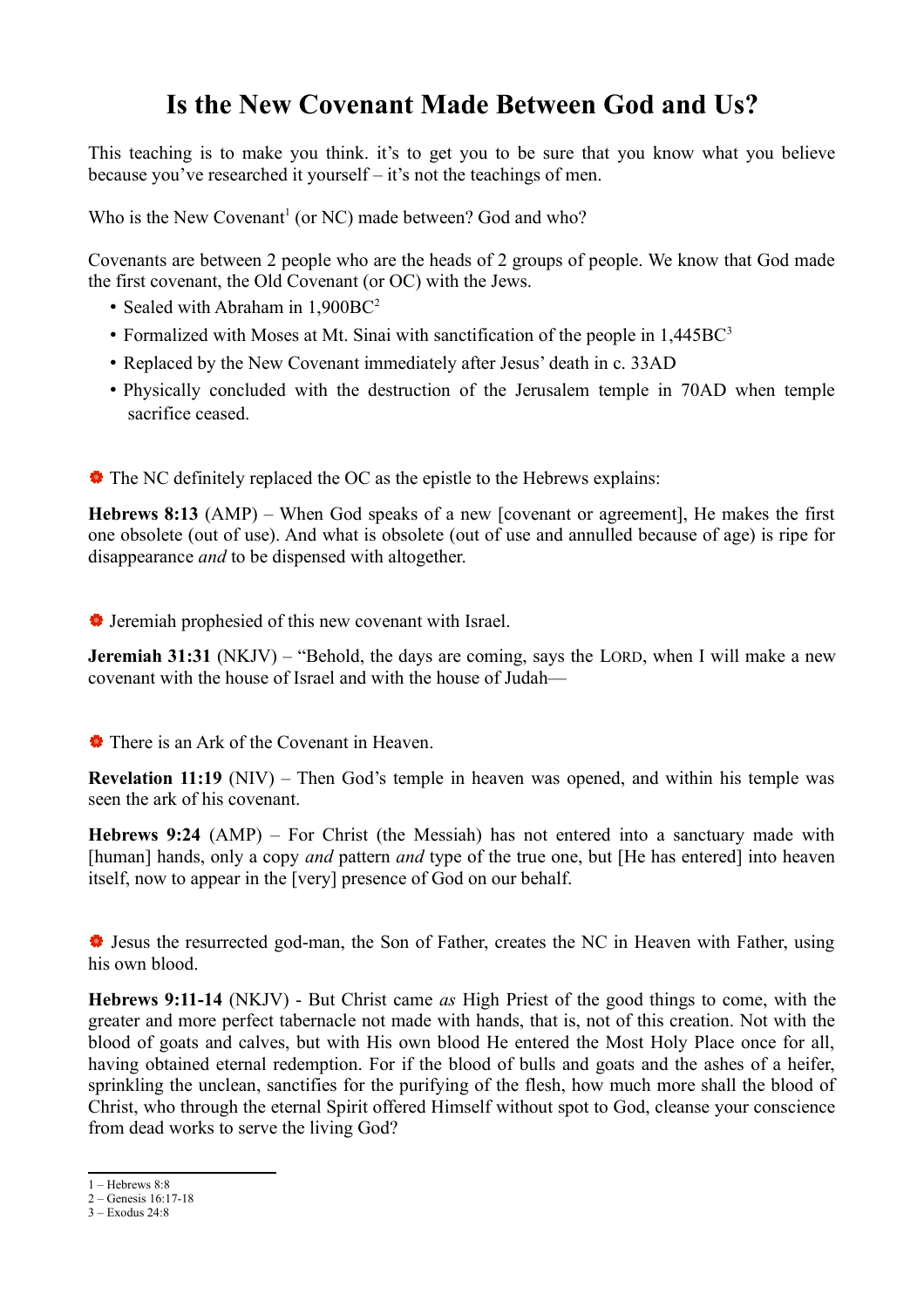# Is the New Covenant Made Between God and Us?

This teaching is to make you think. it's to get you to be sure that you know what you believe because you've researched it yourself – it's not the teachings of men.

Who is the New Covenant[1] (or NC) made between? God and who?

Covenants are between 2 people who are the heads of 2 groups of people. We know that God made the first covenant, the Old Covenant (or OC) with the Jews.

- Sealed with Abraham in 1,900BC[2]
- Formalized with Moses at Mt. Sinai with sanctification of the people in 1,445BC[3]
- Replaced by the New Covenant immediately after Jesus' death in c. 33AD
- Physically concluded with the destruction of the Jerusalem temple in 70AD when temple sacrifice ceased.

❁ The NC definitely replaced the OC as the epistle to the Hebrews explains:

**Hebrews 8:13** (AMP) – When God speaks of a new [covenant or agreement], He makes the first one obsolete (out of use). And what is obsolete (out of use and annulled because of age) is ripe for disappearance *and* to be dispensed with altogether.

❁ Jeremiah prophesied of this new covenant with Israel.

**Jeremiah 31:31** (NKJV) – "Behold, the days are coming, says the LORD, when I will make a new covenant with the house of Israel and with the house of Judah—

❁ There is an Ark of the Covenant in Heaven.

**Revelation 11:19** (NIV) – Then God's temple in heaven was opened, and within his temple was seen the ark of his covenant.

**Hebrews 9:24** (AMP) – For Christ (the Messiah) has not entered into a sanctuary made with [human] hands, only a copy *and* pattern *and* type of the true one, but [He has entered] into heaven itself, now to appear in the [very] presence of God on our behalf.

❁ Jesus the resurrected god-man, the Son of Father, creates the NC in Heaven with Father, using his own blood.

**Hebrews 9:11-14** (NKJV) - But Christ came *as* High Priest of the good things to come, with the greater and more perfect tabernacle not made with hands, that is, not of this creation. Not with the blood of goats and calves, but with His own blood He entered the Most Holy Place once for all, having obtained eternal redemption. For if the blood of bulls and goats and the ashes of a heifer, sprinkling the unclean, sanctifies for the purifying of the flesh, how much more shall the blood of Christ, who through the eternal Spirit offered Himself without spot to God, cleanse your conscience from dead works to serve the living God?

---

1 – Hebrews 8:8
2 – Genesis 16:17-18
3 – Exodus 24:8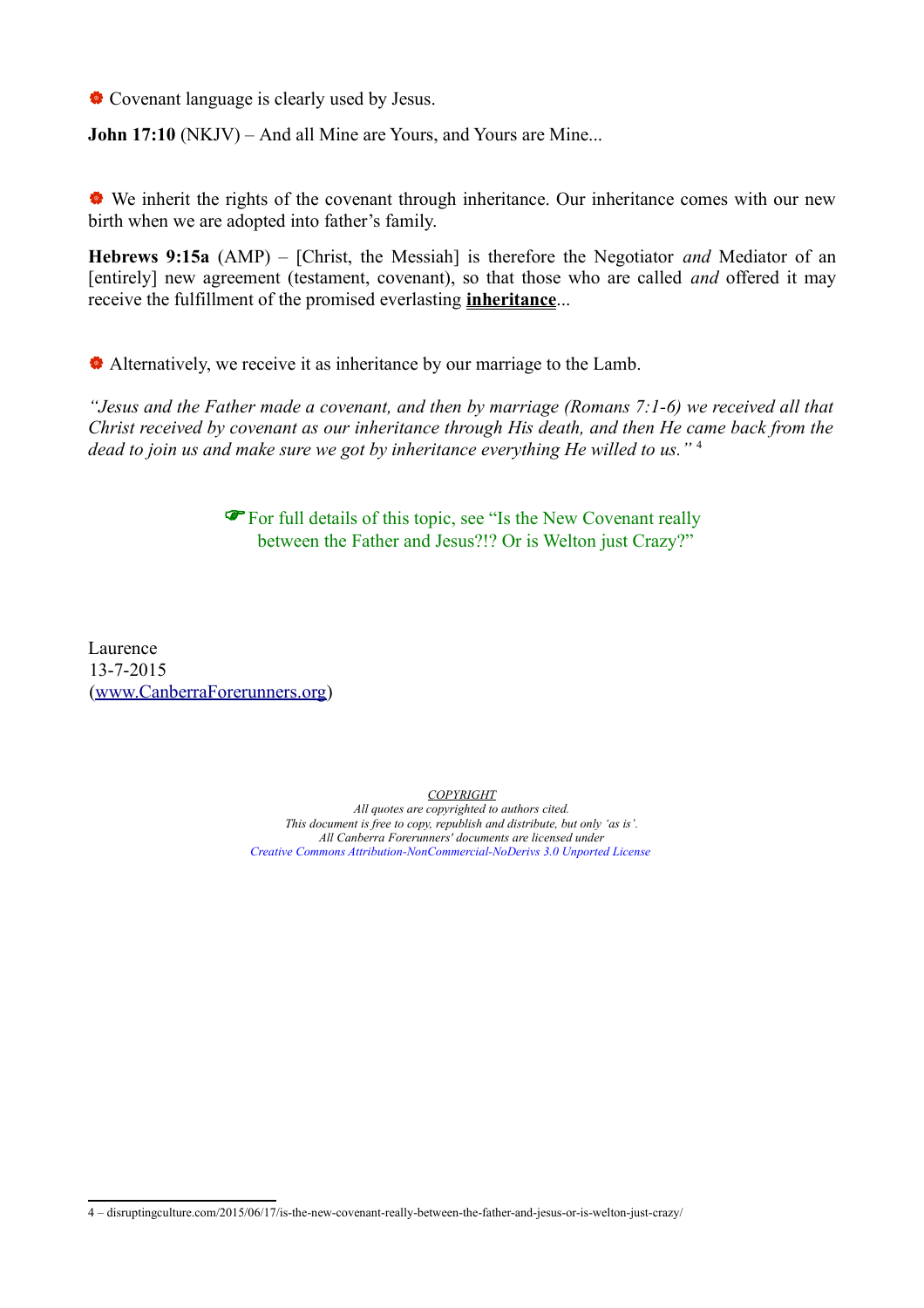❁ Covenant language is clearly used by Jesus.

**John 17:10** (NKJV) – And all Mine are Yours, and Yours are Mine...

❁ We inherit the rights of the covenant through inheritance. Our inheritance comes with our new birth when we are adopted into father's family.

**Hebrews 9:15a** (AMP) – [Christ, the Messiah] is therefore the Negotiator *and* Mediator of an [entirely] new agreement (testament, covenant), so that those who are called *and* offered it may receive the fulfillment of the promised everlasting **inheritance**...

❁ Alternatively, we receive it as inheritance by our marriage to the Lamb.

*"Jesus and the Father made a covenant, and then by marriage (Romans 7:1-6) we received all that Christ received by covenant as our inheritance through His death, and then He came back from the dead to join us and make sure we got by inheritance everything He willed to us."* [4]

☛ For full details of this topic, see "Is the New Covenant really between the Father and Jesus?!? Or is Welton just Crazy?"

Laurence
13-7-2015
(www.CanberraForerunners.org)

*COPYRIGHT*
*All quotes are copyrighted to authors cited.*
*This document is free to copy, republish and distribute, but only 'as is'.*
*All Canberra Forerunners' documents are licensed under*
*Creative Commons Attribution-NonCommercial-NoDerivs 3.0 Unported License*

---

4 – disruptingculture.com/2015/06/17/is-the-new-covenant-really-between-the-father-and-jesus-or-is-welton-just-crazy/